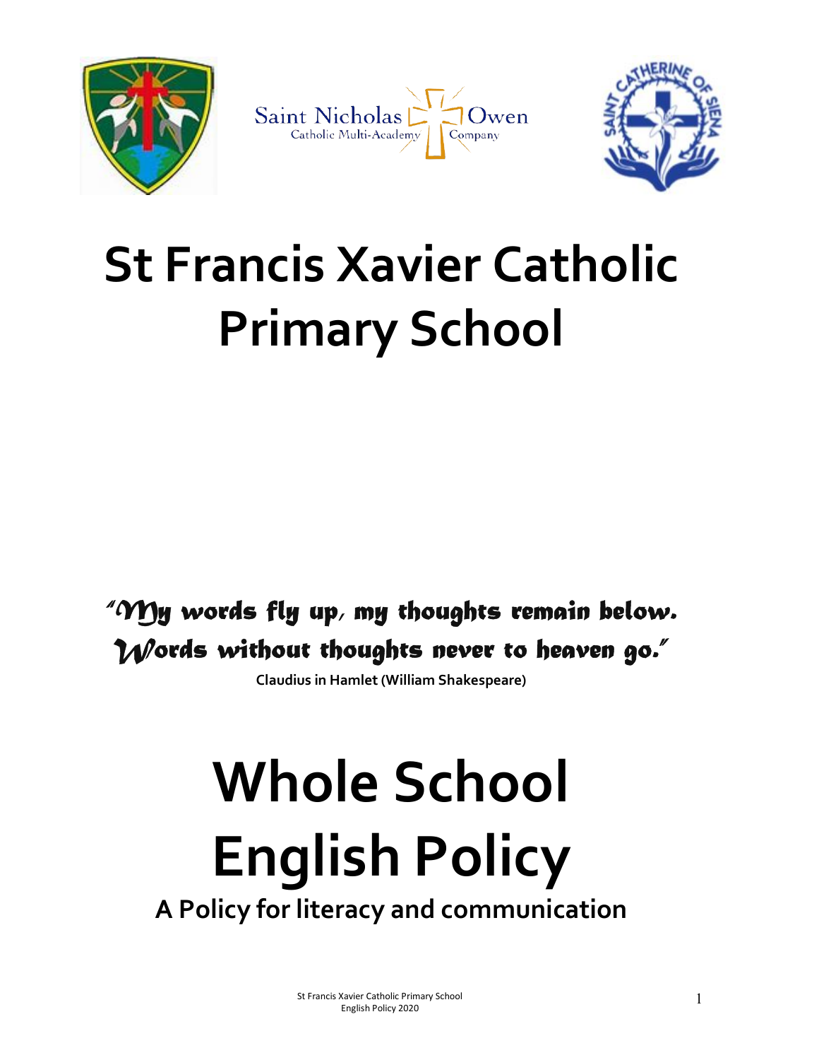Saint Nicholas Owen
Catholic Multi-Academy Company

# St Francis Xavier Catholic Primary School

*"My words fly up, my thoughts remain below. Words without thoughts never to heaven go."*

**Claudius in Hamlet (William Shakespeare)**

# Whole School English Policy

## A Policy for literacy and communication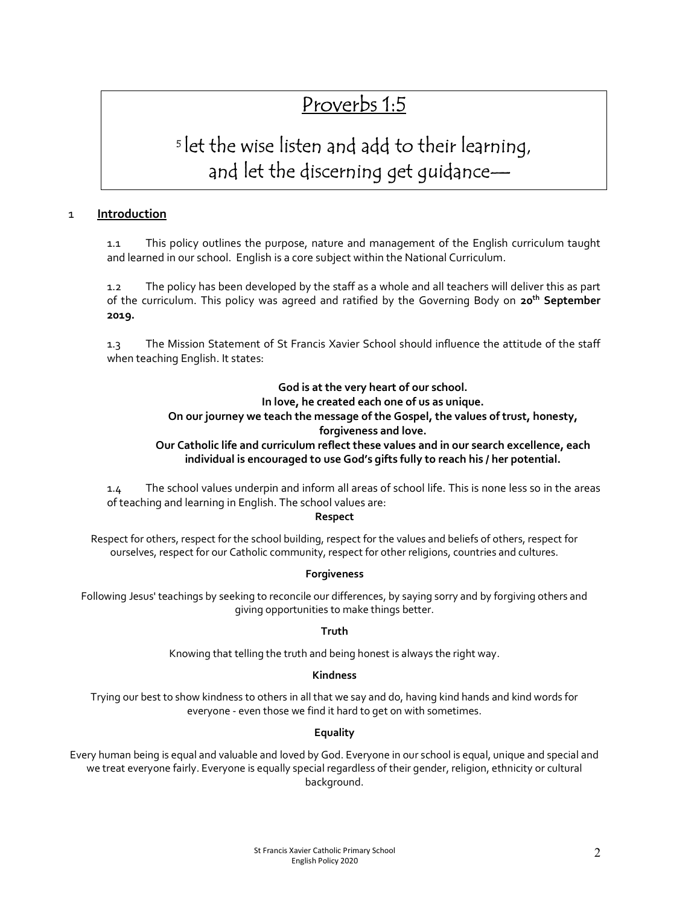## Proverbs 1:5

[5] let the wise listen and add to their learning,
and let the discerning get guidance—

## 1 Introduction

1.1 This policy outlines the purpose, nature and management of the English curriculum taught and learned in our school. English is a core subject within the National Curriculum.

1.2 The policy has been developed by the staff as a whole and all teachers will deliver this as part of the curriculum. This policy was agreed and ratified by the Governing Body on **20th September 2019.**

1.3 The Mission Statement of St Francis Xavier School should influence the attitude of the staff when teaching English. It states:

**God is at the very heart of our school.**
**In love, he created each one of us as unique.**
**On our journey we teach the message of the Gospel, the values of trust, honesty, forgiveness and love.**
**Our Catholic life and curriculum reflect these values and in our search excellence, each individual is encouraged to use God's gifts fully to reach his / her potential.**

1.4 The school values underpin and inform all areas of school life. This is none less so in the areas of teaching and learning in English. The school values are:

**Respect**

Respect for others, respect for the school building, respect for the values and beliefs of others, respect for ourselves, respect for our Catholic community, respect for other religions, countries and cultures.

**Forgiveness**

Following Jesus' teachings by seeking to reconcile our differences, by saying sorry and by forgiving others and giving opportunities to make things better.

**Truth**

Knowing that telling the truth and being honest is always the right way.

**Kindness**

Trying our best to show kindness to others in all that we say and do, having kind hands and kind words for everyone - even those we find it hard to get on with sometimes.

**Equality**

Every human being is equal and valuable and loved by God. Everyone in our school is equal, unique and special and we treat everyone fairly. Everyone is equally special regardless of their gender, religion, ethnicity or cultural background.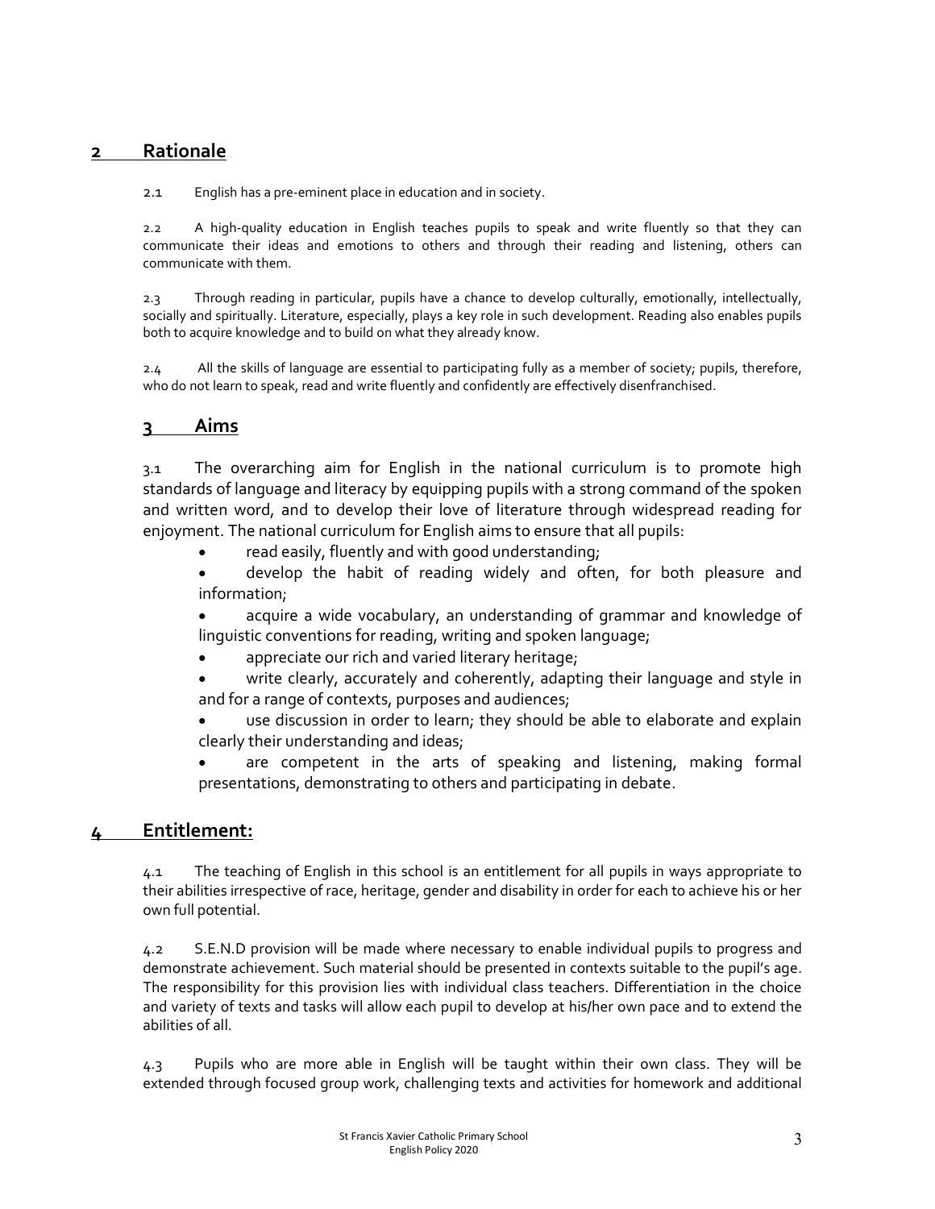## 2 Rationale

2.1 English has a pre-eminent place in education and in society.

2.2 A high-quality education in English teaches pupils to speak and write fluently so that they can communicate their ideas and emotions to others and through their reading and listening, others can communicate with them.

2.3 Through reading in particular, pupils have a chance to develop culturally, emotionally, intellectually, socially and spiritually. Literature, especially, plays a key role in such development. Reading also enables pupils both to acquire knowledge and to build on what they already know.

2.4 All the skills of language are essential to participating fully as a member of society; pupils, therefore, who do not learn to speak, read and write fluently and confidently are effectively disenfranchised.

## 3 Aims

3.1 The overarching aim for English in the national curriculum is to promote high standards of language and literacy by equipping pupils with a strong command of the spoken and written word, and to develop their love of literature through widespread reading for enjoyment. The national curriculum for English aims to ensure that all pupils:

- read easily, fluently and with good understanding;
- develop the habit of reading widely and often, for both pleasure and information;
- acquire a wide vocabulary, an understanding of grammar and knowledge of linguistic conventions for reading, writing and spoken language;
- appreciate our rich and varied literary heritage;
- write clearly, accurately and coherently, adapting their language and style in and for a range of contexts, purposes and audiences;
- use discussion in order to learn; they should be able to elaborate and explain clearly their understanding and ideas;
- are competent in the arts of speaking and listening, making formal presentations, demonstrating to others and participating in debate.

## 4 Entitlement:

4.1 The teaching of English in this school is an entitlement for all pupils in ways appropriate to their abilities irrespective of race, heritage, gender and disability in order for each to achieve his or her own full potential.

4.2 S.E.N.D provision will be made where necessary to enable individual pupils to progress and demonstrate achievement. Such material should be presented in contexts suitable to the pupil's age. The responsibility for this provision lies with individual class teachers. Differentiation in the choice and variety of texts and tasks will allow each pupil to develop at his/her own pace and to extend the abilities of all.

4.3 Pupils who are more able in English will be taught within their own class. They will be extended through focused group work, challenging texts and activities for homework and additional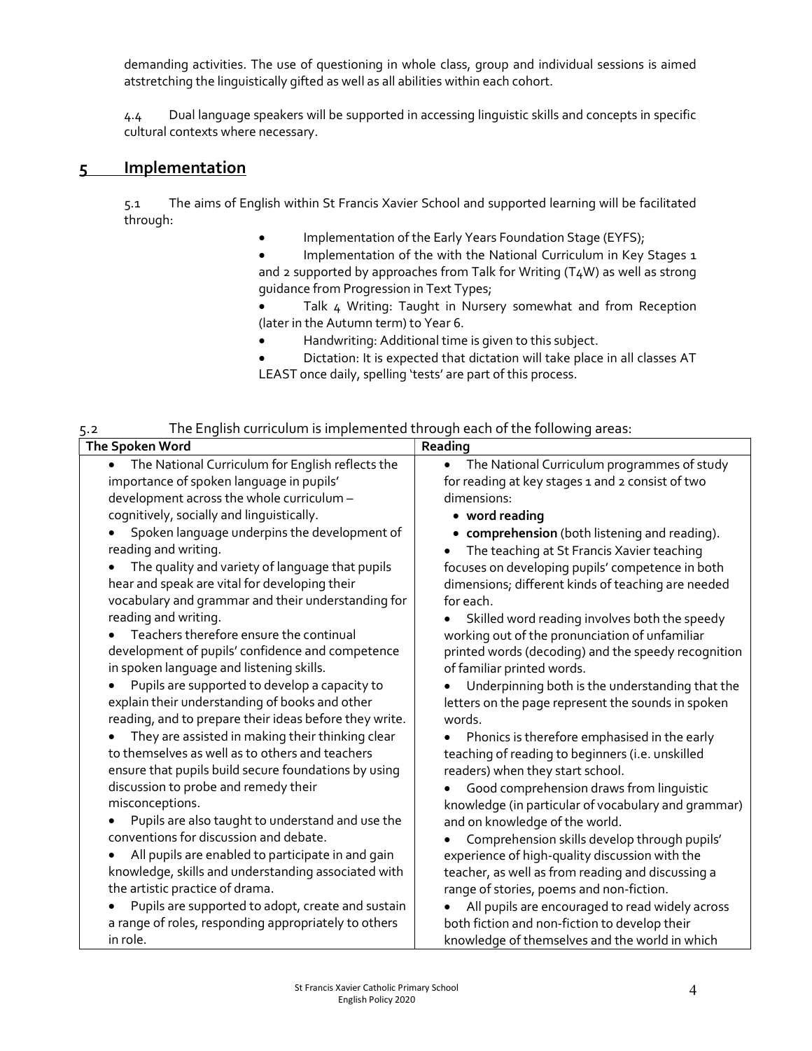demanding activities. The use of questioning in whole class, group and individual sessions is aimed atstretching the linguistically gifted as well as all abilities within each cohort.

4.4 Dual language speakers will be supported in accessing linguistic skills and concepts in specific cultural contexts where necessary.

## 5 Implementation

5.1 The aims of English within St Francis Xavier School and supported learning will be facilitated through:

- Implementation of the Early Years Foundation Stage (EYFS);
- Implementation of the with the National Curriculum in Key Stages 1 and 2 supported by approaches from Talk for Writing (T4W) as well as strong guidance from Progression in Text Types;
- Talk 4 Writing: Taught in Nursery somewhat and from Reception (later in the Autumn term) to Year 6.
- Handwriting: Additional time is given to this subject.
- Dictation: It is expected that dictation will take place in all classes AT LEAST once daily, spelling 'tests' are part of this process.

5.2 The English curriculum is implemented through each of the following areas:

| The Spoken Word | Reading |
|---|---|
| • The National Curriculum for English reflects the importance of spoken language in pupils' development across the whole curriculum – cognitively, socially and linguistically.<br>• Spoken language underpins the development of reading and writing.<br>• The quality and variety of language that pupils hear and speak are vital for developing their vocabulary and grammar and their understanding for reading and writing.<br>• Teachers therefore ensure the continual development of pupils' confidence and competence in spoken language and listening skills.<br>• Pupils are supported to develop a capacity to explain their understanding of books and other reading, and to prepare their ideas before they write.<br>• They are assisted in making their thinking clear to themselves as well as to others and teachers ensure that pupils build secure foundations by using discussion to probe and remedy their misconceptions.<br>• Pupils are also taught to understand and use the conventions for discussion and debate.<br>• All pupils are enabled to participate in and gain knowledge, skills and understanding associated with the artistic practice of drama.<br>• Pupils are supported to adopt, create and sustain a range of roles, responding appropriately to others in role. | • The National Curriculum programmes of study for reading at key stages 1 and 2 consist of two dimensions:<br>• **word reading**<br>• **comprehension** (both listening and reading).<br>• The teaching at St Francis Xavier teaching focuses on developing pupils' competence in both dimensions; different kinds of teaching are needed for each.<br>• Skilled word reading involves both the speedy working out of the pronunciation of unfamiliar printed words (decoding) and the speedy recognition of familiar printed words.<br>• Underpinning both is the understanding that the letters on the page represent the sounds in spoken words.<br>• Phonics is therefore emphasised in the early teaching of reading to beginners (i.e. unskilled readers) when they start school.<br>• Good comprehension draws from linguistic knowledge (in particular of vocabulary and grammar) and on knowledge of the world.<br>• Comprehension skills develop through pupils' experience of high-quality discussion with the teacher, as well as from reading and discussing a range of stories, poems and non-fiction.<br>• All pupils are encouraged to read widely across both fiction and non-fiction to develop their knowledge of themselves and the world in which |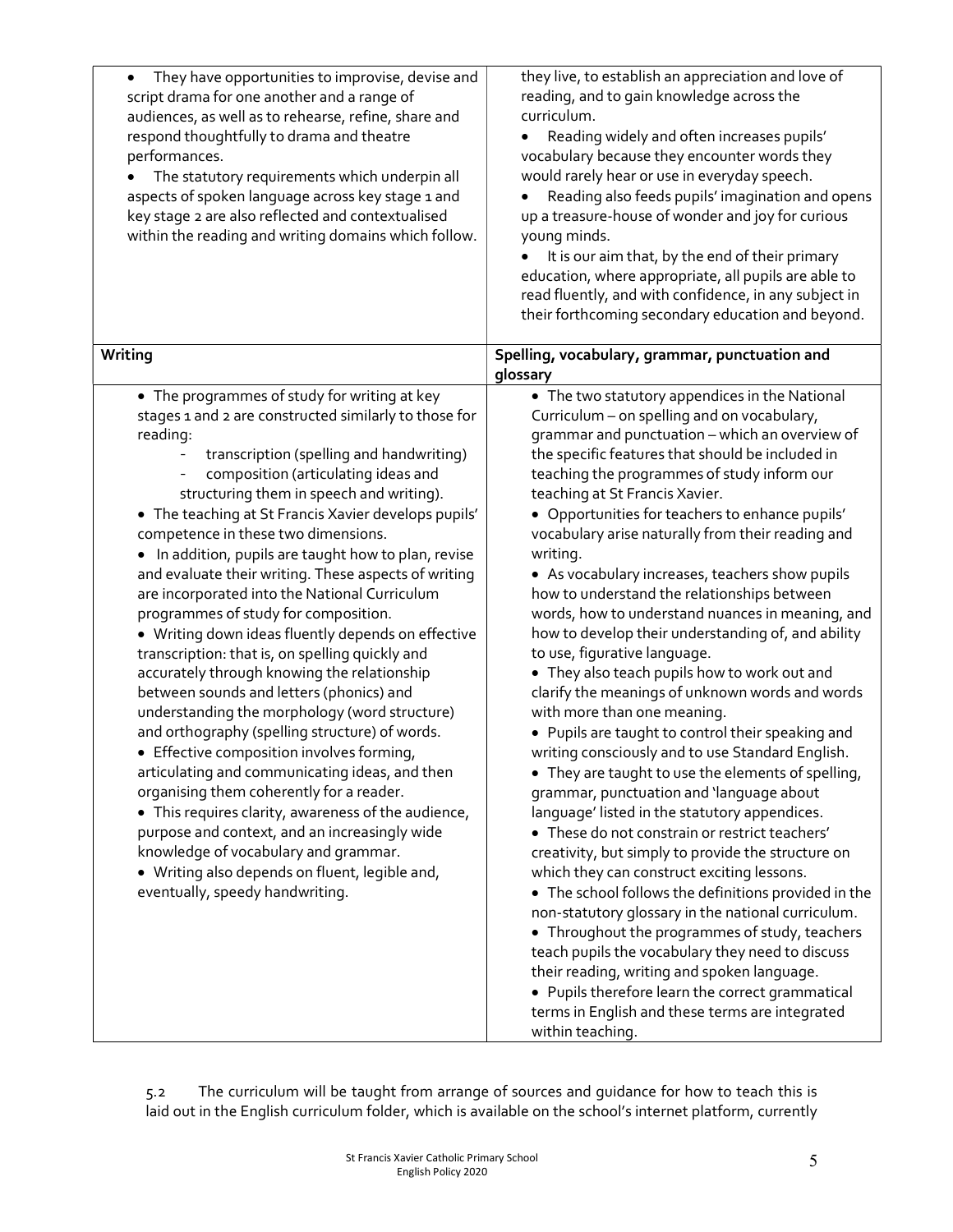| | |
|---|---|
| • They have opportunities to improvise, devise and script drama for one another and a range of audiences, as well as to rehearse, refine, share and respond thoughtfully to drama and theatre performances.<br>• The statutory requirements which underpin all aspects of spoken language across key stage 1 and key stage 2 are also reflected and contextualised within the reading and writing domains which follow. | they live, to establish an appreciation and love of reading, and to gain knowledge across the curriculum.<br>• Reading widely and often increases pupils' vocabulary because they encounter words they would rarely hear or use in everyday speech.<br>• Reading also feeds pupils' imagination and opens up a treasure-house of wonder and joy for curious young minds.<br>• It is our aim that, by the end of their primary education, where appropriate, all pupils are able to read fluently, and with confidence, in any subject in their forthcoming secondary education and beyond. |
| **Writing** | **Spelling, vocabulary, grammar, punctuation and glossary** |
| • The programmes of study for writing at key stages 1 and 2 are constructed similarly to those for reading:<br>- transcription (spelling and handwriting)<br>- composition (articulating ideas and structuring them in speech and writing).<br>• The teaching at St Francis Xavier develops pupils' competence in these two dimensions.<br>• In addition, pupils are taught how to plan, revise and evaluate their writing. These aspects of writing are incorporated into the National Curriculum programmes of study for composition.<br>• Writing down ideas fluently depends on effective transcription: that is, on spelling quickly and accurately through knowing the relationship between sounds and letters (phonics) and understanding the morphology (word structure) and orthography (spelling structure) of words.<br>• Effective composition involves forming, articulating and communicating ideas, and then organising them coherently for a reader.<br>• This requires clarity, awareness of the audience, purpose and context, and an increasingly wide knowledge of vocabulary and grammar.<br>• Writing also depends on fluent, legible and, eventually, speedy handwriting. | • The two statutory appendices in the National Curriculum – on spelling and on vocabulary, grammar and punctuation – which an overview of the specific features that should be included in teaching the programmes of study inform our teaching at St Francis Xavier.<br>• Opportunities for teachers to enhance pupils' vocabulary arise naturally from their reading and writing.<br>• As vocabulary increases, teachers show pupils how to understand the relationships between words, how to understand nuances in meaning, and how to develop their understanding of, and ability to use, figurative language.<br>• They also teach pupils how to work out and clarify the meanings of unknown words and words with more than one meaning.<br>• Pupils are taught to control their speaking and writing consciously and to use Standard English.<br>• They are taught to use the elements of spelling, grammar, punctuation and 'language about language' listed in the statutory appendices.<br>• These do not constrain or restrict teachers' creativity, but simply to provide the structure on which they can construct exciting lessons.<br>• The school follows the definitions provided in the non-statutory glossary in the national curriculum.<br>• Throughout the programmes of study, teachers teach pupils the vocabulary they need to discuss their reading, writing and spoken language.<br>• Pupils therefore learn the correct grammatical terms in English and these terms are integrated within teaching. |

5.2 The curriculum will be taught from arrange of sources and guidance for how to teach this is laid out in the English curriculum folder, which is available on the school's internet platform, currently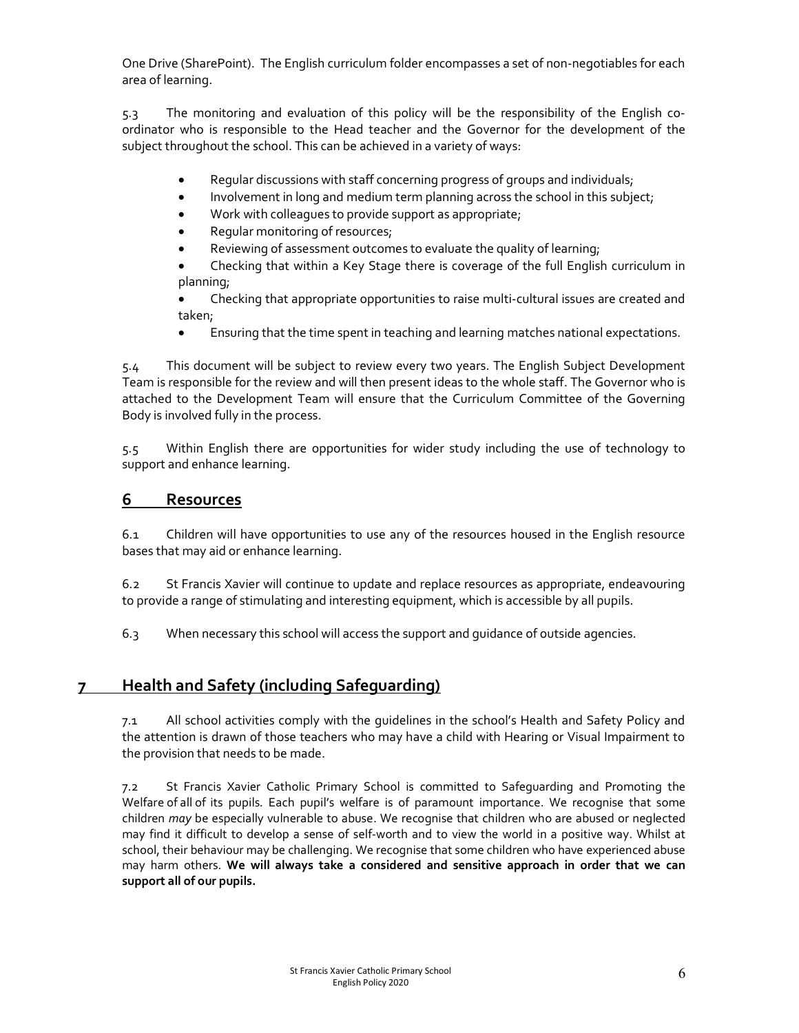One Drive (SharePoint). The English curriculum folder encompasses a set of non-negotiables for each area of learning.

5.3 The monitoring and evaluation of this policy will be the responsibility of the English co-ordinator who is responsible to the Head teacher and the Governor for the development of the subject throughout the school. This can be achieved in a variety of ways:

- Regular discussions with staff concerning progress of groups and individuals;
- Involvement in long and medium term planning across the school in this subject;
- Work with colleagues to provide support as appropriate;
- Regular monitoring of resources;
- Reviewing of assessment outcomes to evaluate the quality of learning;
- Checking that within a Key Stage there is coverage of the full English curriculum in planning;
- Checking that appropriate opportunities to raise multi-cultural issues are created and taken;
- Ensuring that the time spent in teaching and learning matches national expectations.

5.4 This document will be subject to review every two years. The English Subject Development Team is responsible for the review and will then present ideas to the whole staff. The Governor who is attached to the Development Team will ensure that the Curriculum Committee of the Governing Body is involved fully in the process.

5.5 Within English there are opportunities for wider study including the use of technology to support and enhance learning.

## 6 Resources

6.1 Children will have opportunities to use any of the resources housed in the English resource bases that may aid or enhance learning.

6.2 St Francis Xavier will continue to update and replace resources as appropriate, endeavouring to provide a range of stimulating and interesting equipment, which is accessible by all pupils.

6.3 When necessary this school will access the support and guidance of outside agencies.

## 7 Health and Safety (including Safeguarding)

7.1 All school activities comply with the guidelines in the school's Health and Safety Policy and the attention is drawn of those teachers who may have a child with Hearing or Visual Impairment to the provision that needs to be made.

7.2 St Francis Xavier Catholic Primary School is committed to Safeguarding and Promoting the Welfare of all of its pupils. Each pupil's welfare is of paramount importance. We recognise that some children *may* be especially vulnerable to abuse. We recognise that children who are abused or neglected may find it difficult to develop a sense of self-worth and to view the world in a positive way. Whilst at school, their behaviour may be challenging. We recognise that some children who have experienced abuse may harm others. **We will always take a considered and sensitive approach in order that we can support all of our pupils.**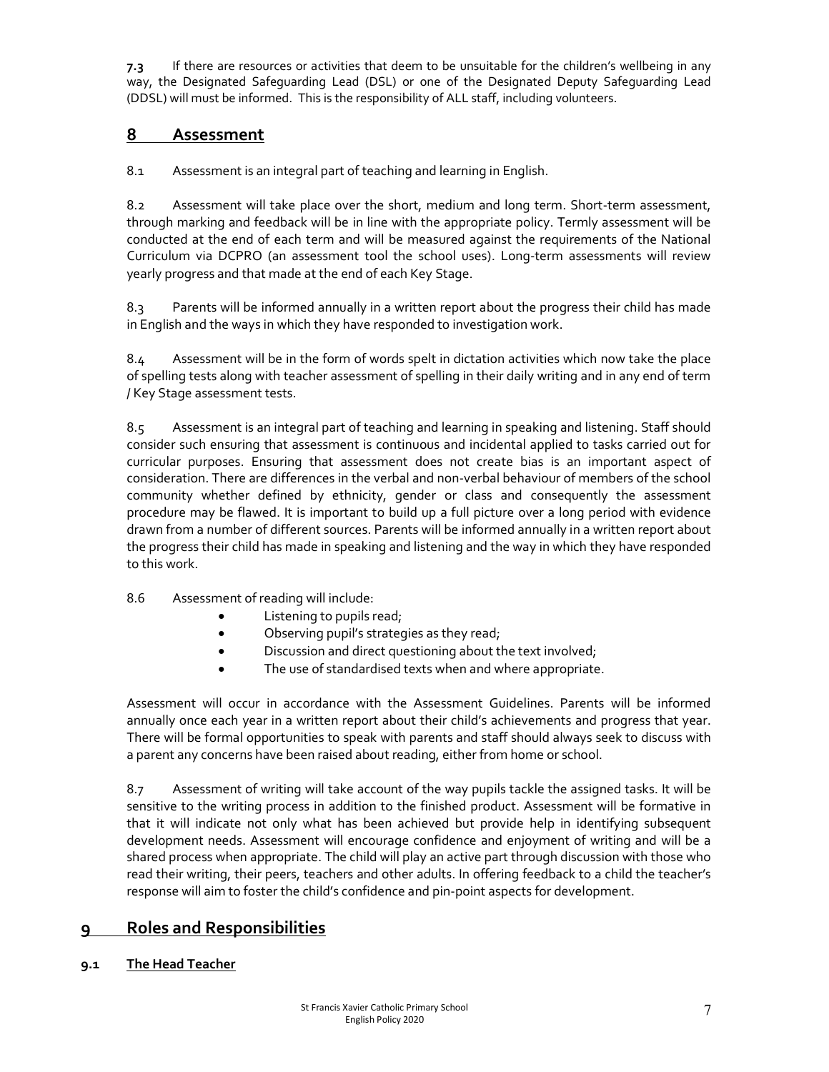**7.3** If there are resources or activities that deem to be unsuitable for the children's wellbeing in any way, the Designated Safeguarding Lead (DSL) or one of the Designated Deputy Safeguarding Lead (DDSL) will must be informed. This is the responsibility of ALL staff, including volunteers.

## 8 Assessment

8.1 Assessment is an integral part of teaching and learning in English.

8.2 Assessment will take place over the short, medium and long term. Short-term assessment, through marking and feedback will be in line with the appropriate policy. Termly assessment will be conducted at the end of each term and will be measured against the requirements of the National Curriculum via DCPRO (an assessment tool the school uses). Long-term assessments will review yearly progress and that made at the end of each Key Stage.

8.3 Parents will be informed annually in a written report about the progress their child has made in English and the ways in which they have responded to investigation work.

8.4 Assessment will be in the form of words spelt in dictation activities which now take the place of spelling tests along with teacher assessment of spelling in their daily writing and in any end of term / Key Stage assessment tests.

8.5 Assessment is an integral part of teaching and learning in speaking and listening. Staff should consider such ensuring that assessment is continuous and incidental applied to tasks carried out for curricular purposes. Ensuring that assessment does not create bias is an important aspect of consideration. There are differences in the verbal and non-verbal behaviour of members of the school community whether defined by ethnicity, gender or class and consequently the assessment procedure may be flawed. It is important to build up a full picture over a long period with evidence drawn from a number of different sources. Parents will be informed annually in a written report about the progress their child has made in speaking and listening and the way in which they have responded to this work.

8.6 Assessment of reading will include:

- Listening to pupils read;
- Observing pupil's strategies as they read;
- Discussion and direct questioning about the text involved;
- The use of standardised texts when and where appropriate.

Assessment will occur in accordance with the Assessment Guidelines. Parents will be informed annually once each year in a written report about their child's achievements and progress that year. There will be formal opportunities to speak with parents and staff should always seek to discuss with a parent any concerns have been raised about reading, either from home or school.

8.7 Assessment of writing will take account of the way pupils tackle the assigned tasks. It will be sensitive to the writing process in addition to the finished product. Assessment will be formative in that it will indicate not only what has been achieved but provide help in identifying subsequent development needs. Assessment will encourage confidence and enjoyment of writing and will be a shared process when appropriate. The child will play an active part through discussion with those who read their writing, their peers, teachers and other adults. In offering feedback to a child the teacher's response will aim to foster the child's confidence and pin-point aspects for development.

## 9 Roles and Responsibilities

### 9.1 The Head Teacher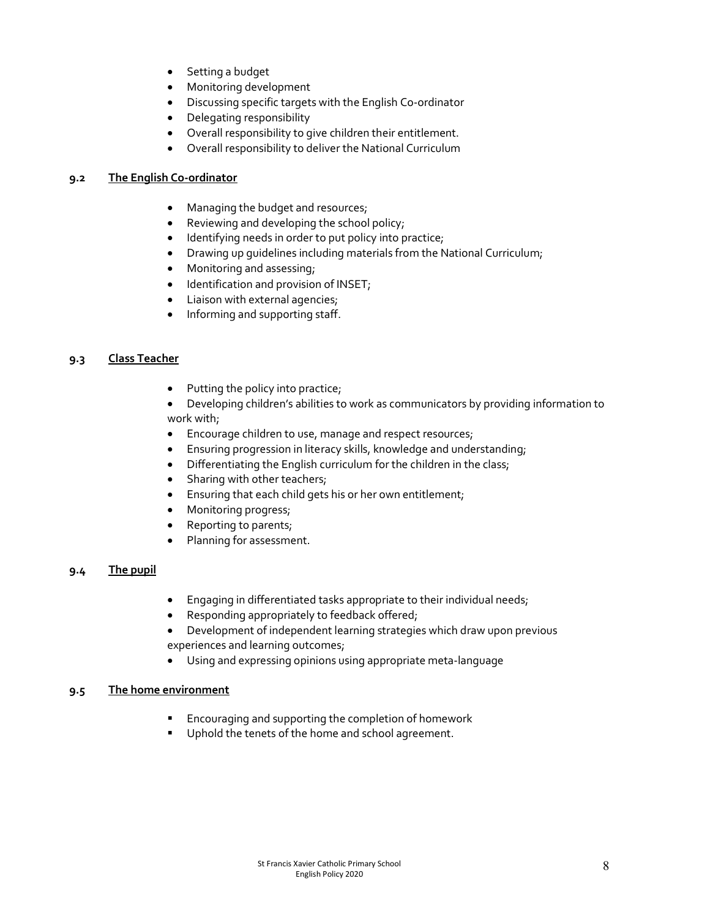- Setting a budget
- Monitoring development
- Discussing specific targets with the English Co-ordinator
- Delegating responsibility
- Overall responsibility to give children their entitlement.
- Overall responsibility to deliver the National Curriculum

### 9.2 The English Co-ordinator

- Managing the budget and resources;
- Reviewing and developing the school policy;
- Identifying needs in order to put policy into practice;
- Drawing up guidelines including materials from the National Curriculum;
- Monitoring and assessing;
- Identification and provision of INSET;
- Liaison with external agencies;
- Informing and supporting staff.

### 9.3 Class Teacher

- Putting the policy into practice;
- Developing children's abilities to work as communicators by providing information to work with;
- Encourage children to use, manage and respect resources;
- Ensuring progression in literacy skills, knowledge and understanding;
- Differentiating the English curriculum for the children in the class;
- Sharing with other teachers;
- Ensuring that each child gets his or her own entitlement;
- Monitoring progress;
- Reporting to parents;
- Planning for assessment.

### 9.4 The pupil

- Engaging in differentiated tasks appropriate to their individual needs;
- Responding appropriately to feedback offered;
- Development of independent learning strategies which draw upon previous experiences and learning outcomes;
- Using and expressing opinions using appropriate meta-language

### 9.5 The home environment

- Encouraging and supporting the completion of homework
- Uphold the tenets of the home and school agreement.